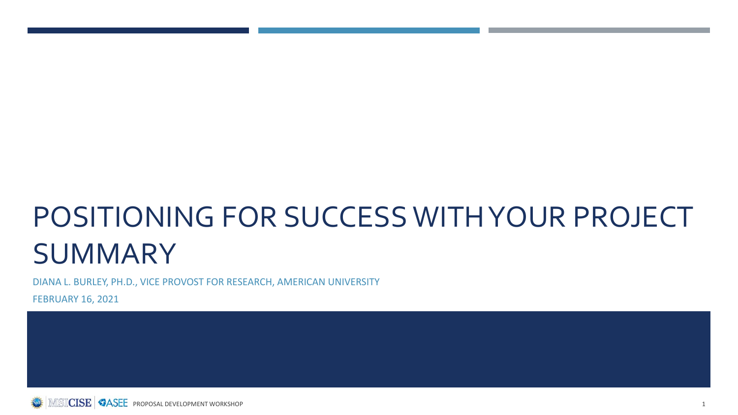# POSITIONING FOR SUCCESS WITH YOUR PROJECT SUMMARY

DIANA L. BURLEY, PH.D., VICE PROVOST FOR RESEARCH, AMERICAN UNIVERSITY

FEBRUARY 16, 2021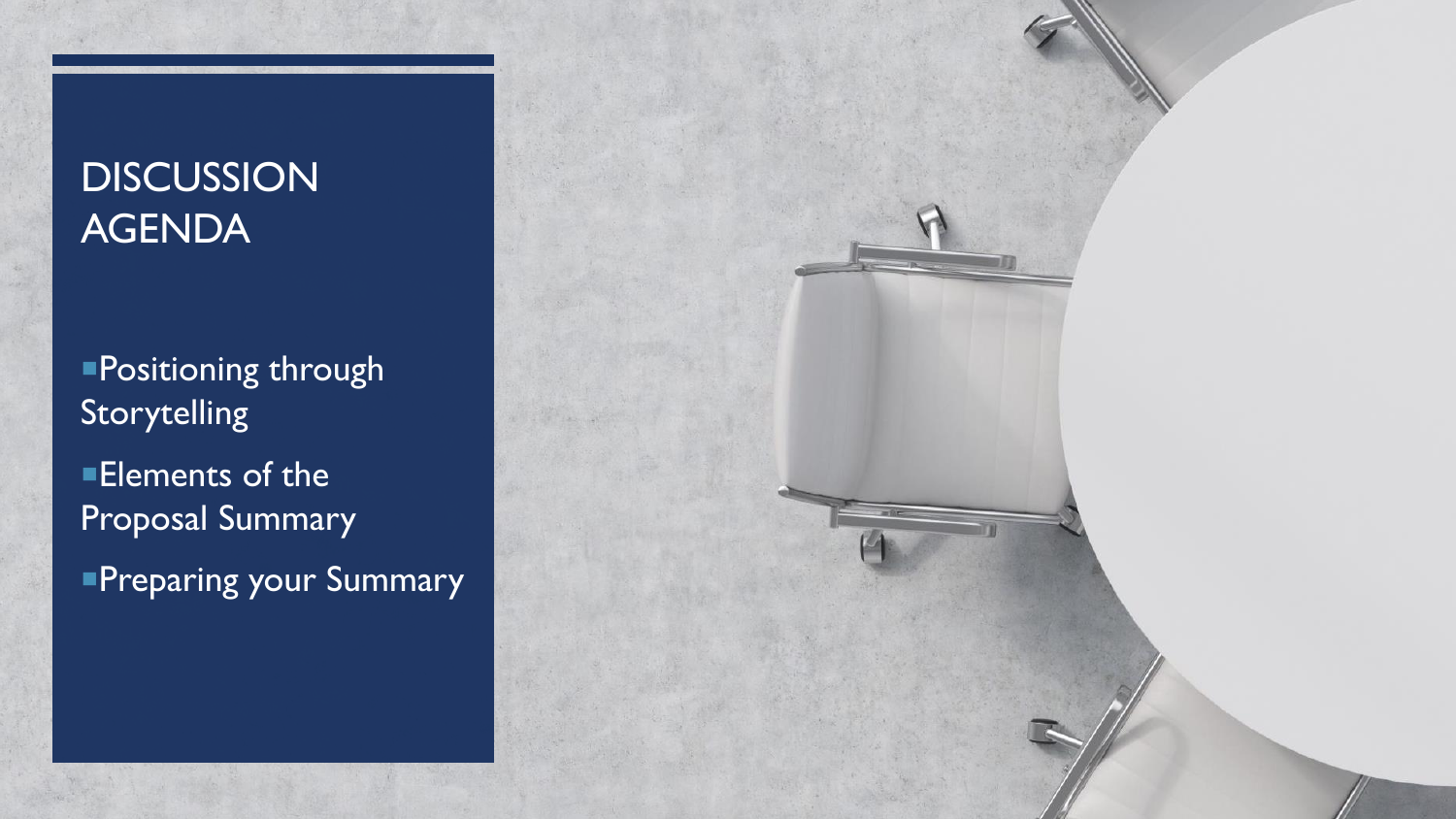# DISCUSSION AGENDA

- Positioning through Storytelling
- Elements of the Proposal Summary
- Preparing your Summary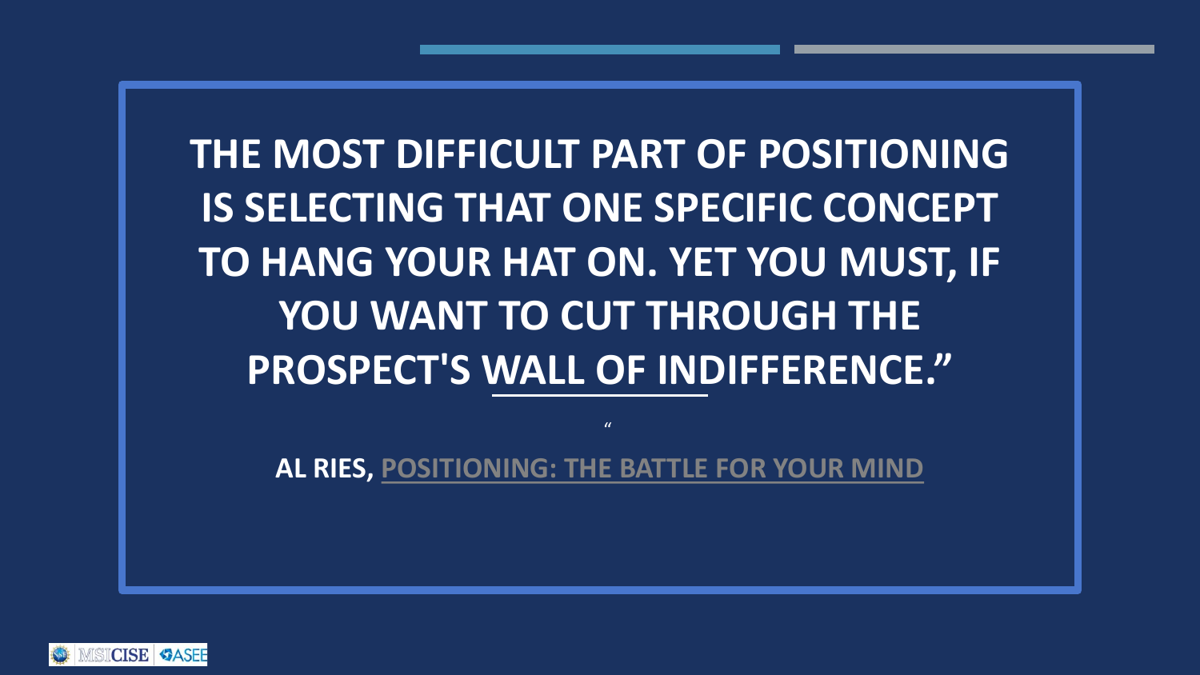THE MOST DIFFICULT PART OF POSITIONING IS SELECTING THAT ONE SPECIFIC CONCEPT TO HANG YOUR HAT ON. YET YOU MUST, IF YOU WANT TO CUT THROUGH THE PROSPECT'S WALL OF INDIFFERENCE."

"

**AL RIES, POSITIONING: THE BATTLE FOR YOUR MIND**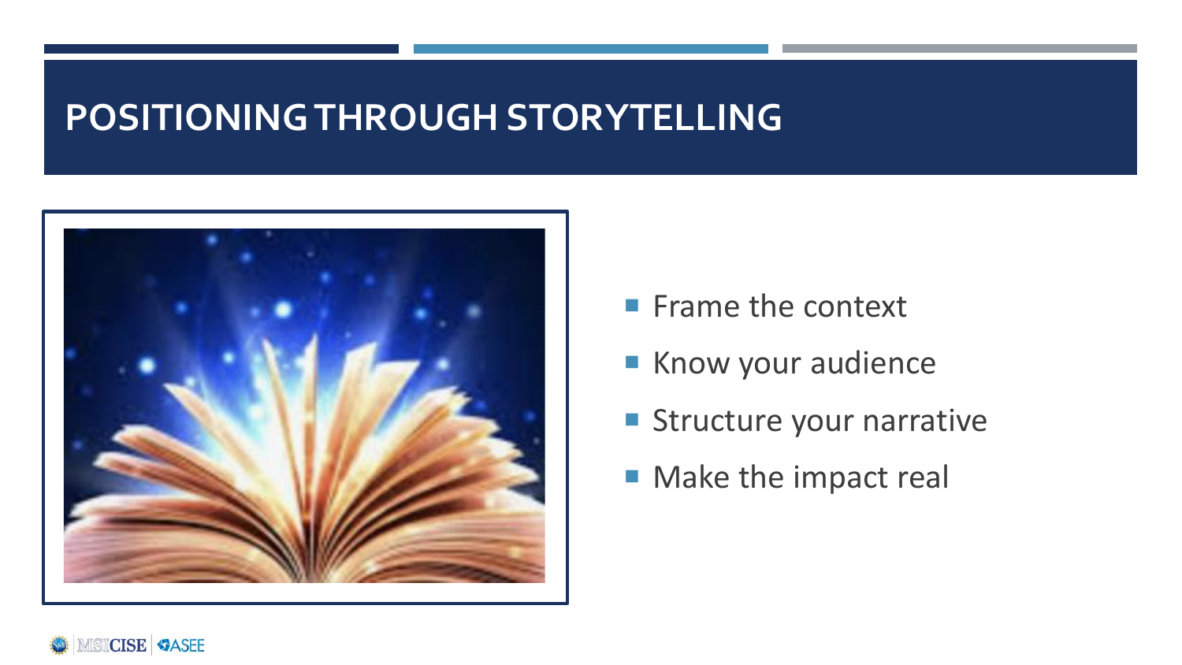# POSITIONING THROUGH STORYTELLING

- Frame the context
- Know your audience
- Structure your narrative
- Make the impact real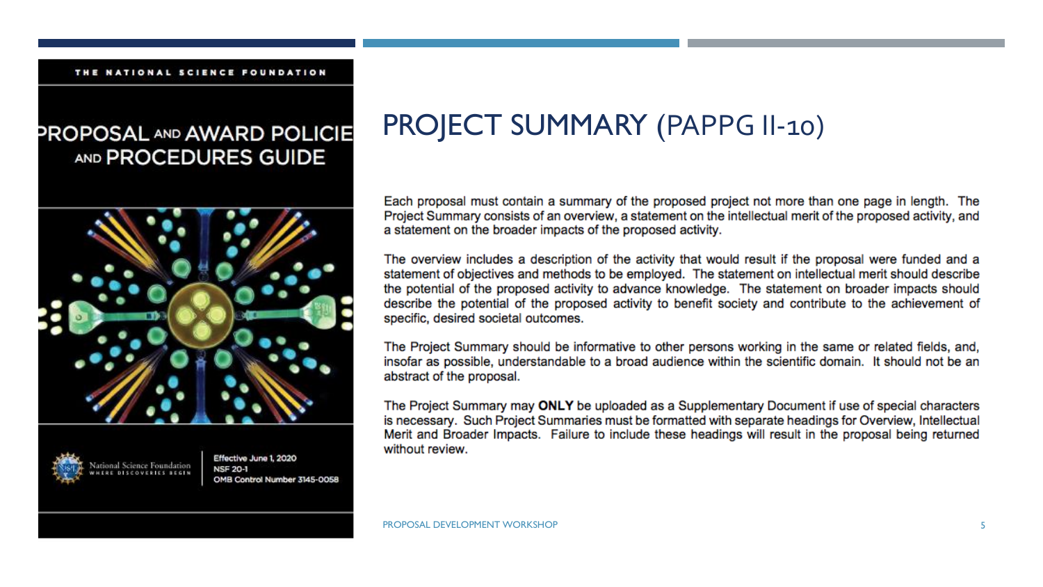# PROJECT SUMMARY (PAPPG II-10)

Each proposal must contain a summary of the proposed project not more than one page in length. The Project Summary consists of an overview, a statement on the intellectual merit of the proposed activity, and a statement on the broader impacts of the proposed activity.

The overview includes a description of the activity that would result if the proposal were funded and a statement of objectives and methods to be employed. The statement on intellectual merit should describe the potential of the proposed activity to advance knowledge. The statement on broader impacts should describe the potential of the proposed activity to benefit society and contribute to the achievement of specific, desired societal outcomes.

The Project Summary should be informative to other persons working in the same or related fields, and, insofar as possible, understandable to a broad audience within the scientific domain. It should not be an abstract of the proposal.

The Project Summary may **ONLY** be uploaded as a Supplementary Document if use of special characters is necessary. Such Project Summaries must be formatted with separate headings for Overview, Intellectual Merit and Broader Impacts. Failure to include these headings will result in the proposal being returned without review.

THE NATIONAL SCIENCE FOUNDATION

PROPOSAL AND AWARD POLICIES AND PROCEDURES GUIDE

National Science Foundation
WHERE DISCOVERIES BEGIN

Effective June 1, 2020
NSF 20-1
OMB Control Number 3145-0058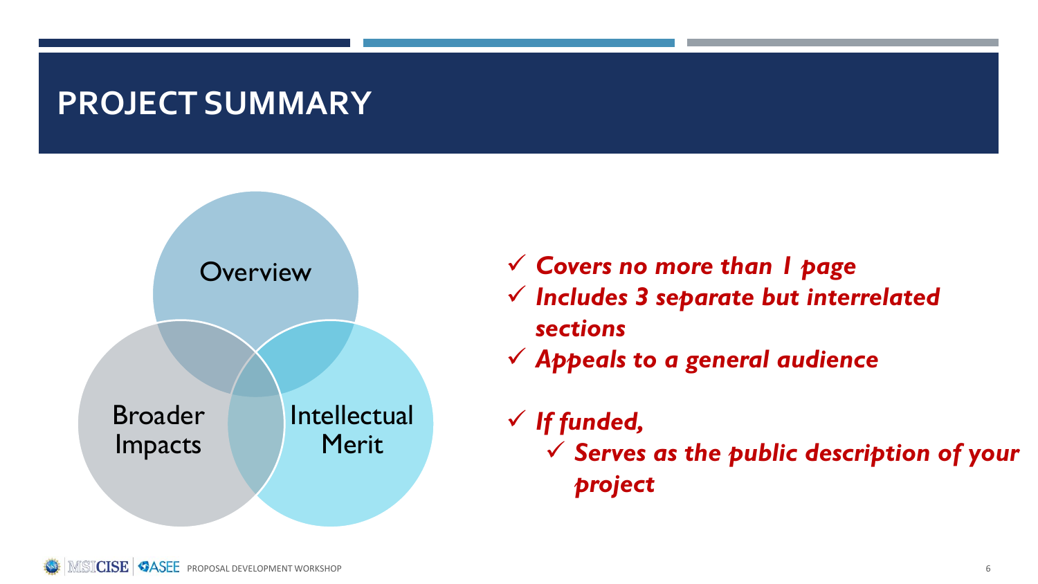# PROJECT SUMMARY

Overview

Broader Impacts

Intellectual Merit

- ✓ ***Covers no more than 1 page***
- ✓ ***Includes 3 separate but interrelated sections***
- ✓ ***Appeals to a general audience***
- ✓ ***If funded,***
  - ✓ ***Serves as the public description of your project***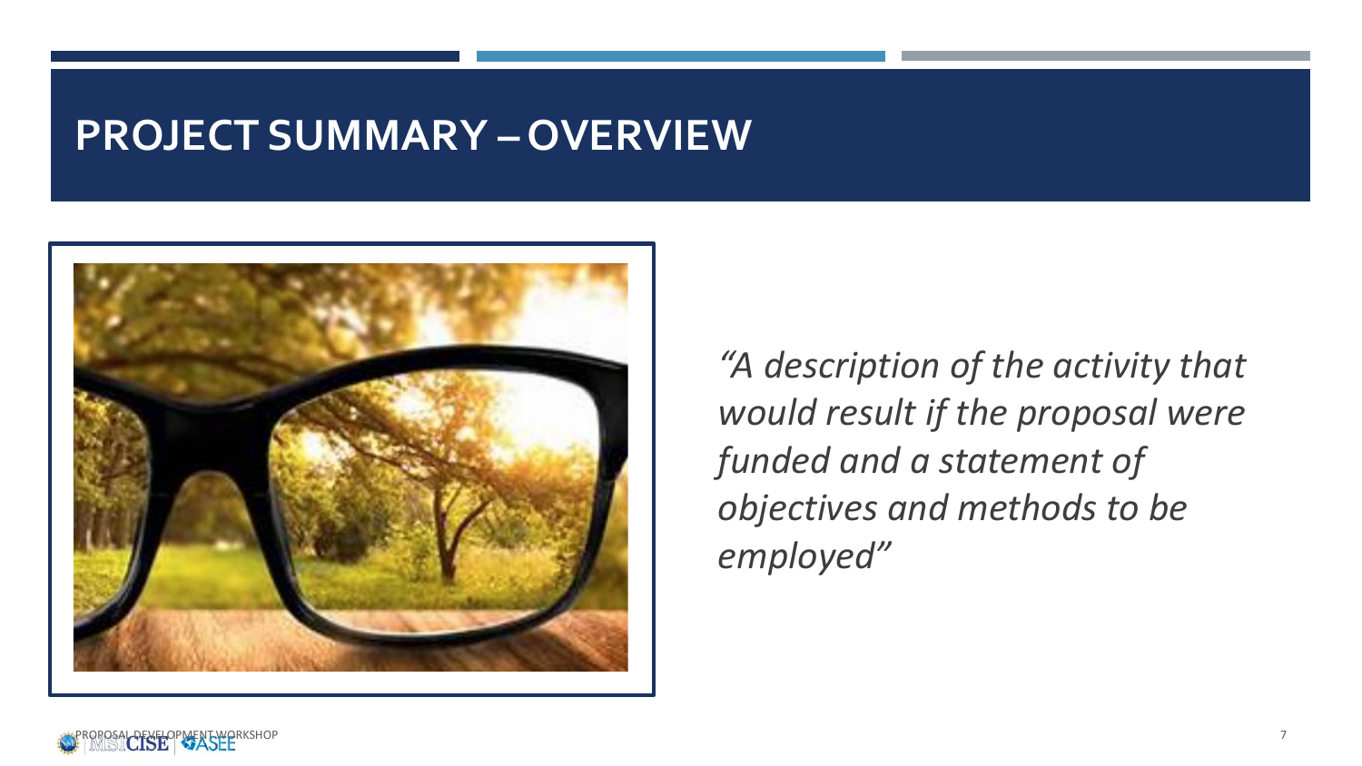# PROJECT SUMMARY – OVERVIEW

*"A description of the activity that would result if the proposal were funded and a statement of objectives and methods to be employed"*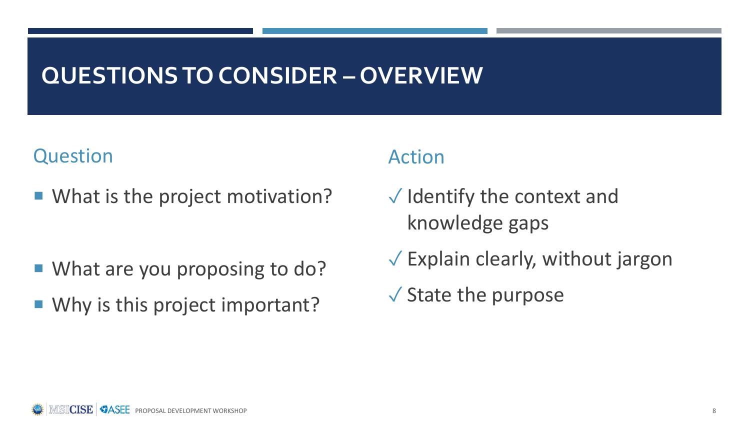# QUESTIONS TO CONSIDER – OVERVIEW

## Question

- What is the project motivation?
- What are you proposing to do?
- Why is this project important?

## Action

✓ Identify the context and knowledge gaps

✓ Explain clearly, without jargon

✓ State the purpose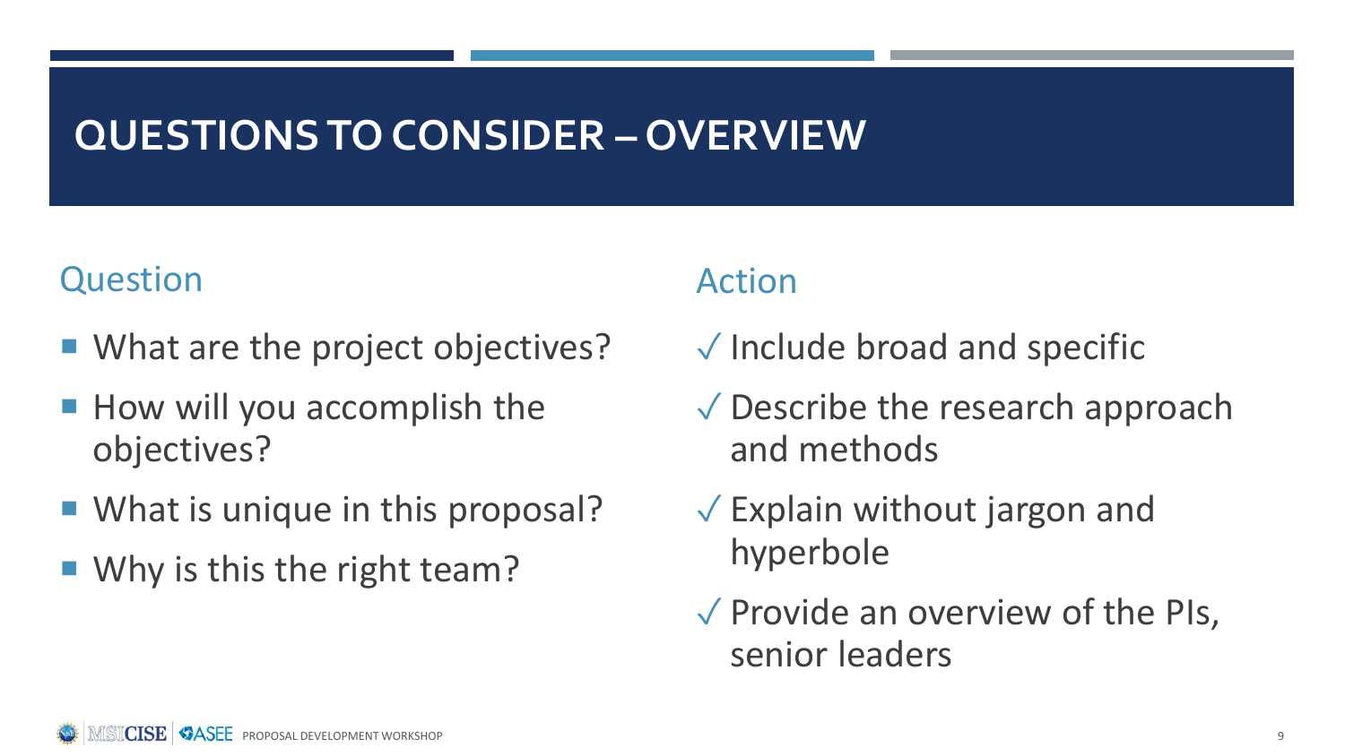# QUESTIONS TO CONSIDER – OVERVIEW

## Question

- What are the project objectives?
- How will you accomplish the objectives?
- What is unique in this proposal?
- Why is this the right team?

## Action

- ✓ Include broad and specific
- ✓ Describe the research approach and methods
- ✓ Explain without jargon and hyperbole
- ✓ Provide an overview of the PIs, senior leaders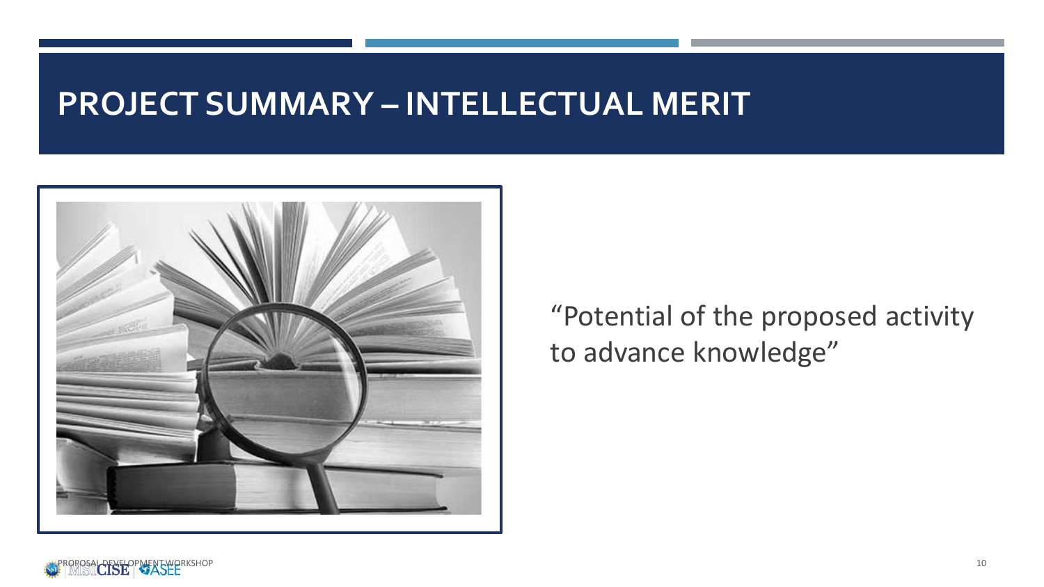# PROJECT SUMMARY – INTELLECTUAL MERIT

"Potential of the proposed activity to advance knowledge"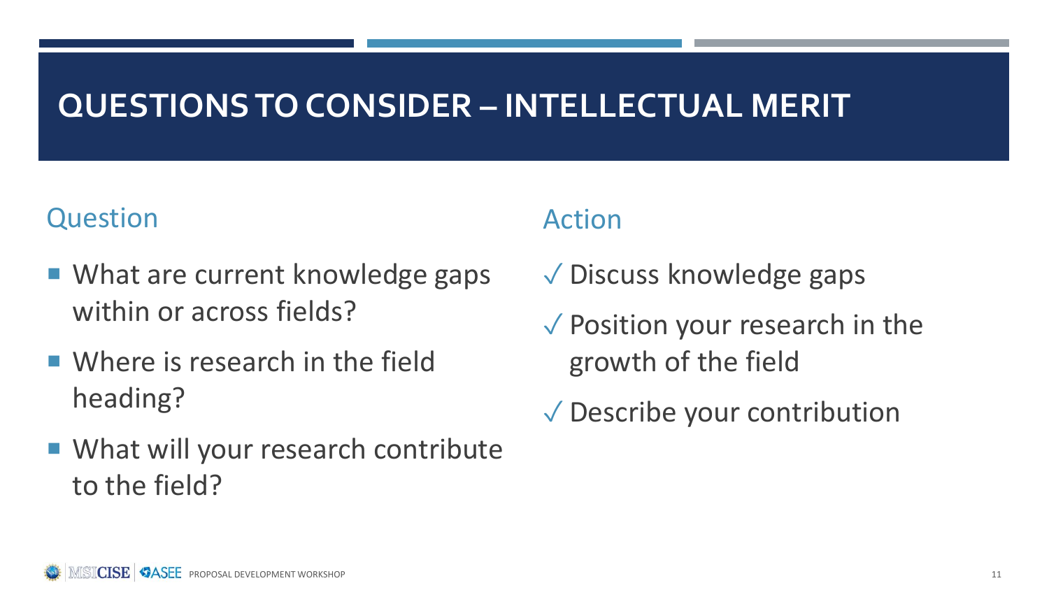# QUESTIONS TO CONSIDER – INTELLECTUAL MERIT

## Question

- What are current knowledge gaps within or across fields?
- Where is research in the field heading?
- What will your research contribute to the field?

## Action

✓ Discuss knowledge gaps

✓ Position your research in the growth of the field

✓ Describe your contribution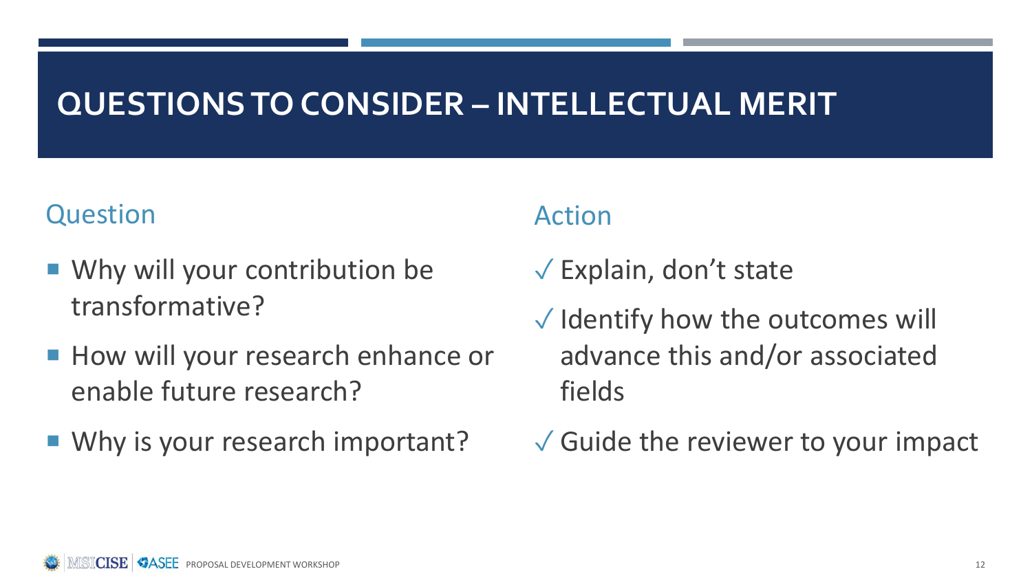# QUESTIONS TO CONSIDER – INTELLECTUAL MERIT

## Question

- Why will your contribution be transformative?
- How will your research enhance or enable future research?
- Why is your research important?

## Action

✓ Explain, don't state

✓ Identify how the outcomes will advance this and/or associated fields

✓ Guide the reviewer to your impact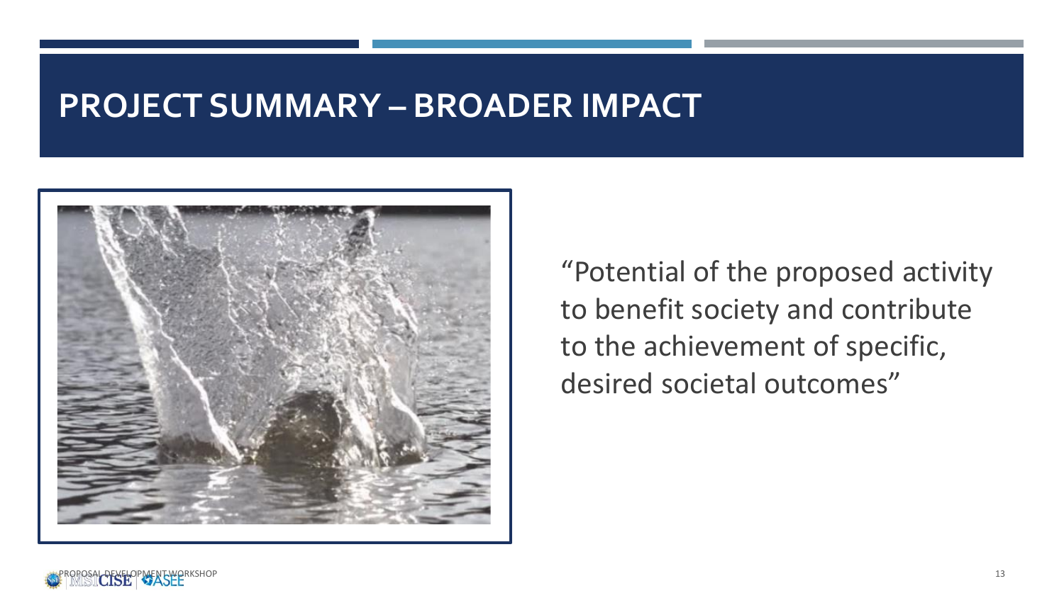# PROJECT SUMMARY – BROADER IMPACT

"Potential of the proposed activity to benefit society and contribute to the achievement of specific, desired societal outcomes"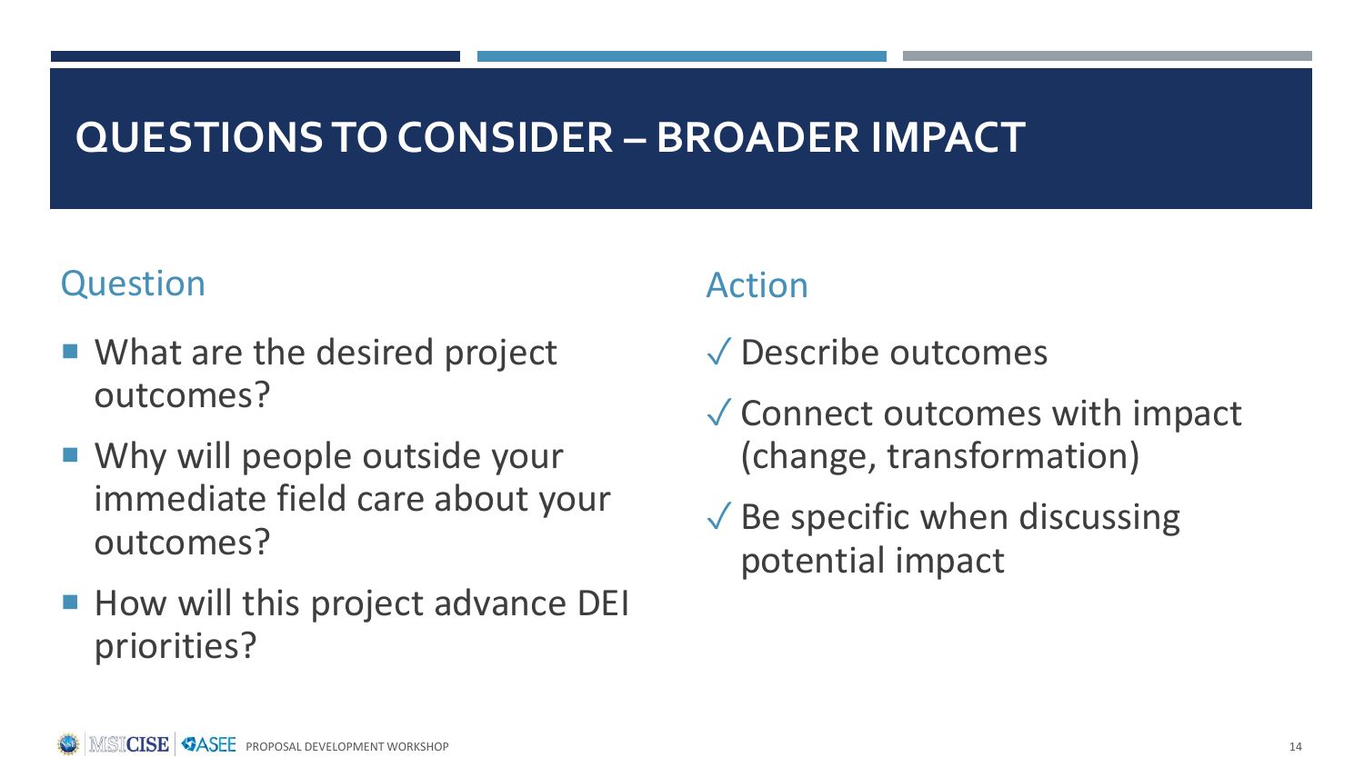# QUESTIONS TO CONSIDER – BROADER IMPACT

## Question

- What are the desired project outcomes?
- Why will people outside your immediate field care about your outcomes?
- How will this project advance DEI priorities?

## Action

- ✓ Describe outcomes
- ✓ Connect outcomes with impact (change, transformation)
- ✓ Be specific when discussing potential impact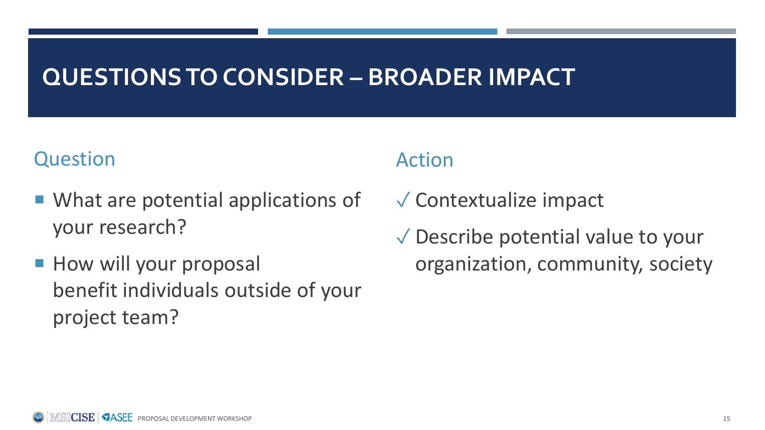# QUESTIONS TO CONSIDER – BROADER IMPACT

## Question

- What are potential applications of your research?
- How will your proposal benefit individuals outside of your project team?

## Action

- ✓ Contextualize impact
- ✓ Describe potential value to your organization, community, society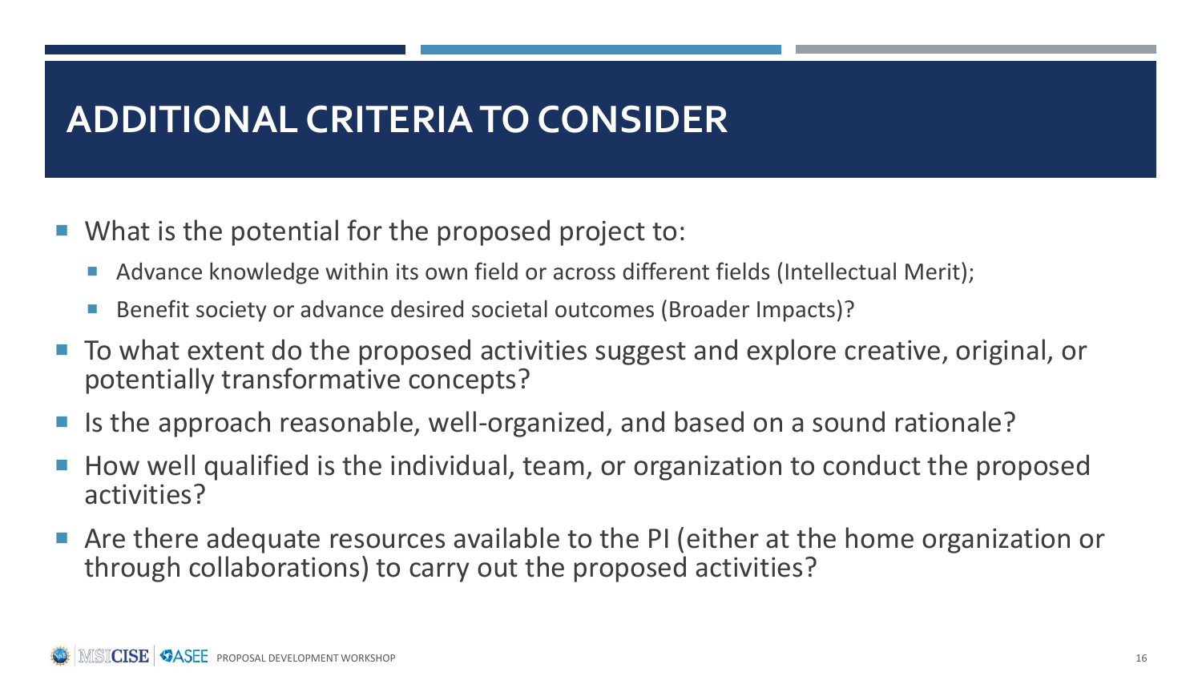# ADDITIONAL CRITERIA TO CONSIDER

- What is the potential for the proposed project to:
  - Advance knowledge within its own field or across different fields (Intellectual Merit);
  - Benefit society or advance desired societal outcomes (Broader Impacts)?
- To what extent do the proposed activities suggest and explore creative, original, or potentially transformative concepts?
- Is the approach reasonable, well-organized, and based on a sound rationale?
- How well qualified is the individual, team, or organization to conduct the proposed activities?
- Are there adequate resources available to the PI (either at the home organization or through collaborations) to carry out the proposed activities?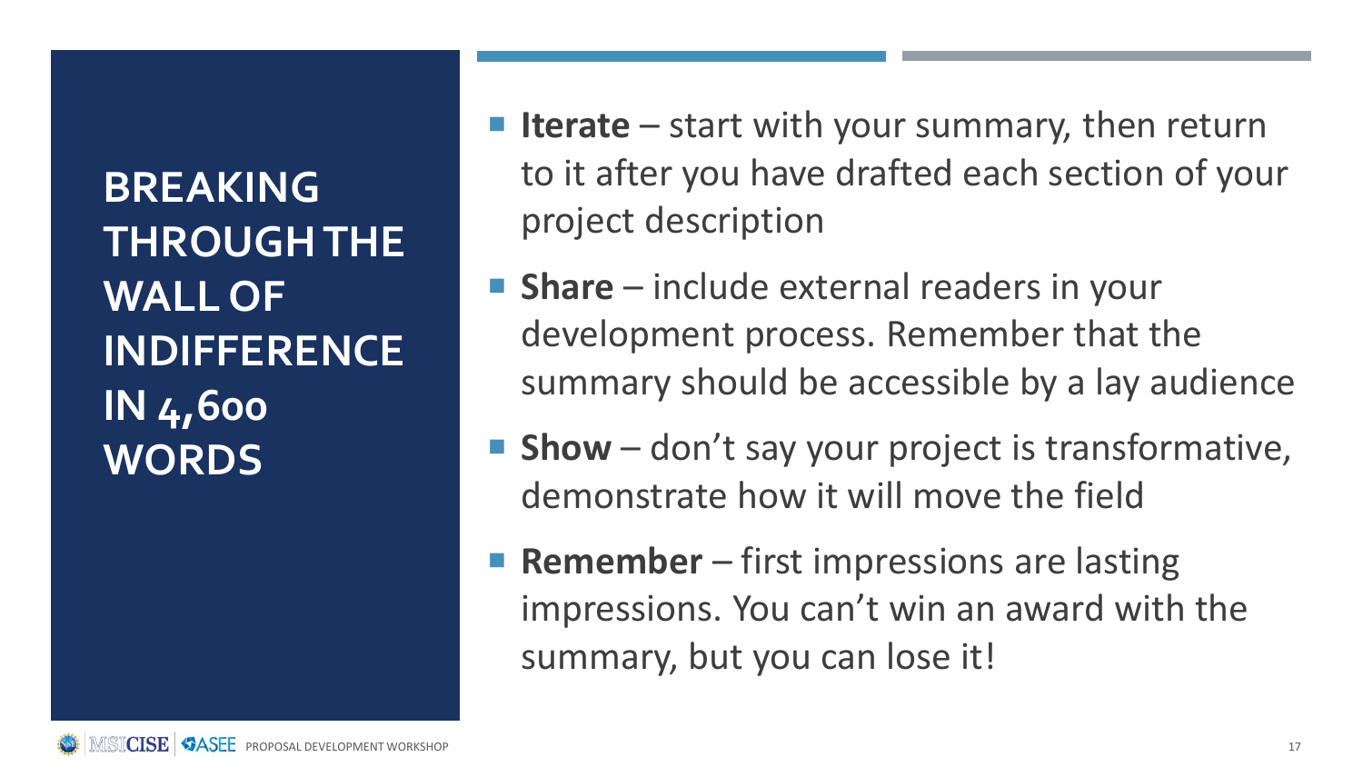# BREAKING THROUGH THE WALL OF INDIFFERENCE IN 4,600 WORDS

- **Iterate** – start with your summary, then return to it after you have drafted each section of your project description
- **Share** – include external readers in your development process. Remember that the summary should be accessible by a lay audience
- **Show** – don't say your project is transformative, demonstrate how it will move the field
- **Remember** – first impressions are lasting impressions. You can't win an award with the summary, but you can lose it!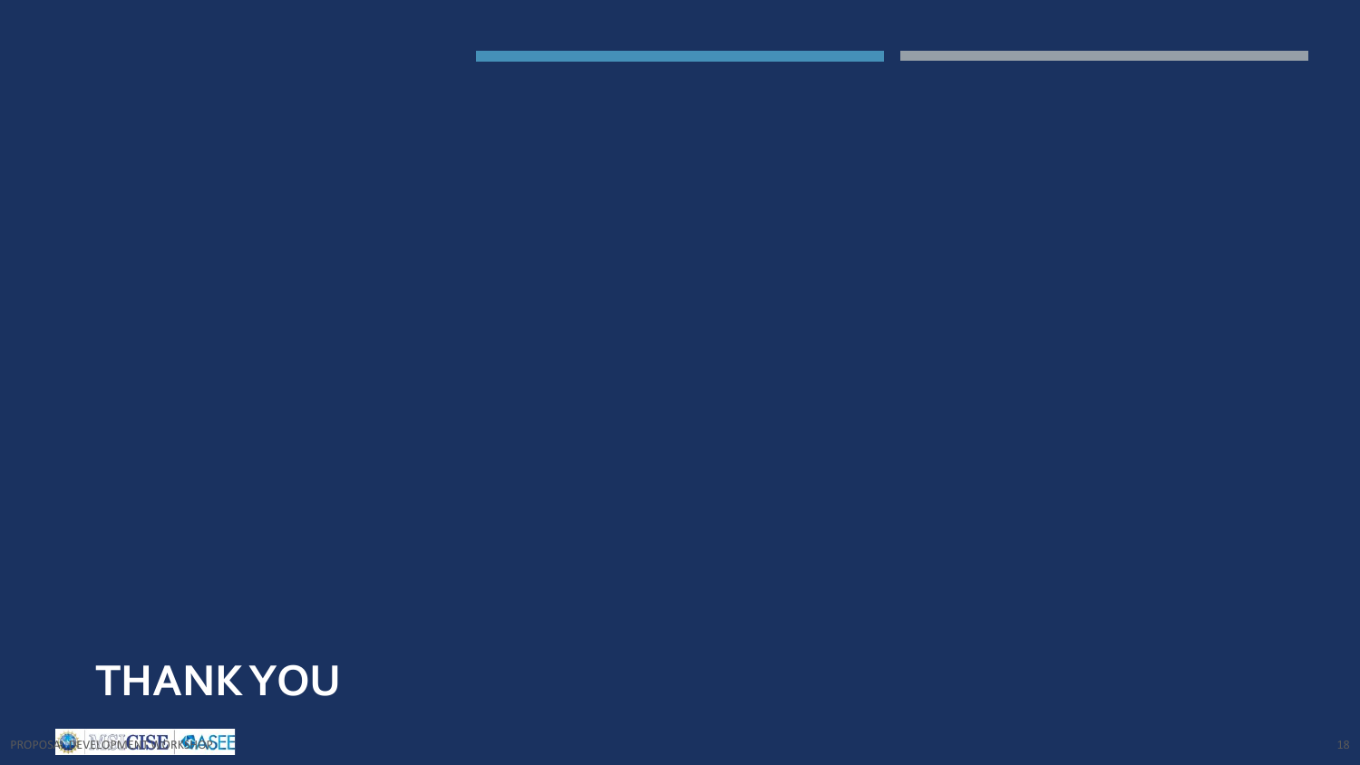# THANK YOU